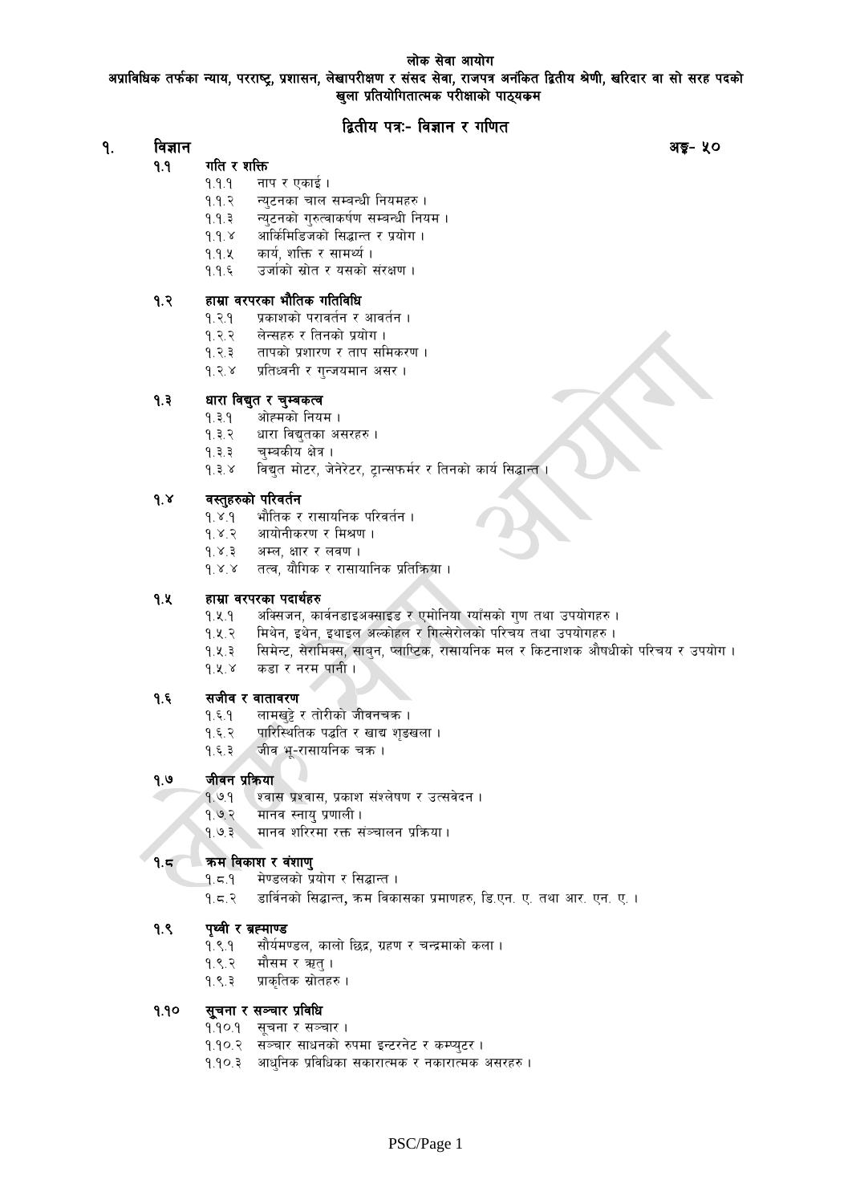**लोक सेवा आयोग**

**अप्राविधिक तर्फका न्याय, परराष्ट्र, प्रशासन, लेखापरीक्षण र संसद सेवा, राजपत्र अनंकित द्वितीय श्रेणी, खरिदार वा सो सरह पदको खुला प्रतियोगितात्मक परीक्षाको पाठ्यक्रम**

## द्वितीय पत्र:- विज्ञान र गणित

### १. विज्ञान — अङ्क- ५०

**१.१ गति र शक्ति**

- १.१.१ नाप र एकाई ।
- १.१.२ न्युटनका चाल सम्बन्धी नियमहरु ।
- १.१.३ न्युटनको गुरुत्वाकर्षण सम्बन्धी नियम ।
- १.१.४ आर्किमिडिजको सिद्धान्त र प्रयोग ।
- १.१.५ कार्य, शक्ति र सामर्थ्य ।
- १.१.६ उर्जाको स्रोत र यसको संरक्षण ।

**१.२ हाम्रा वरपरका भौतिक गतिविधि**

- १.२.१ प्रकाशको परावर्तन र आवर्तन ।
- १.२.२ लेन्सहरु र तिनको प्रयोग ।
- १.२.३ तापको प्रशारण र ताप समिकरण ।
- १.२.४ प्रतिध्वनी र गुन्जयमान असर ।

**१.३ धारा विद्युत र चुम्बकत्व**

- १.३.१ ओह्मको नियम ।
- १.३.२ धारा विद्युतका असरहरु ।
- १.३.३ चुम्वकीय क्षेत्र ।
- १.३.४ विद्युत मोटर, जेनेरेटर, ट्रान्सफर्मर र तिनको कार्य सिद्धान्त ।

**१.४ वस्तुहरुको परिवर्तन**

- १.४.१ भौतिक र रासायनिक परिवर्तन ।
- १.४.२ आयोनीकरण र मिश्रण ।
- १.४.३ अम्ल, क्षार र लवण ।
- १.४.४ तत्व, यौगिक र रासायानिक प्रतिक्रिया ।

**१.५ हाम्रा वरपरका पदार्थहरु**

- १.५.१ अक्सिजन, कार्वनडाइअक्साइड र एमोनिया ग्याँसको गुण तथा उपयोगहरु ।
- १.५.२ मिथेन, इथेन, इथाइल अल्कोहल र गिल्सेरोलको परिचय तथा उपयोगहरु ।
- १.५.३ सिमेन्ट, सेरामिक्स, साबुन, प्लाष्टिक, रासायनिक मल र किटनाशक औषधीको परिचय र उपयोग ।
- १.५.४ कडा र नरम पानी ।

**१.६ सजीव र वातावरण**

- १.६.१ लामखुट्टे र तोरीको जीवनचक्र ।
- १.६.२ पारिस्थितिक पद्धति र खाद्य शृङखला ।
- १.६.३ जीव भू-रासायनिक चक्र ।

**१.७ जीवन प्रक्रिया**

- १.७.१ श्वास प्रश्वास, प्रकाश संश्लेषण र उत्सवेदन ।
- १.७.२ मानव स्नायु प्रणाली ।
- १.७.३ मानव शरिरमा रक्त संञ्चालन प्रक्रिया।

**१.८ क्रम विकाश र वंशाणु**

- १.८.१ मेण्डलको प्रयोग र सिद्धान्त ।
- १.८.२ डार्विनको सिद्धान्त, क्रम विकासका प्रमाणहरु, डि.एन. ए. तथा आर. एन. ए. ।

**१.९ पृथ्वी र ब्रह्माण्ड**

- १.९.१ सौर्यमण्डल, कालो छिद्र, ग्रहण र चन्द्रमाको कला ।
- १.९.२ मौसम र ऋतु ।
- १.९.३ प्राकृतिक स्रोतहरु ।

**१.१० सूचना र सञ्चार प्रविधि**

- १.१०.१ सूचना र सञ्चार ।
- १.१०.२ सञ्चार साधनको रुपमा इन्टरनेट र कम्प्युटर ।
- १.१०.३ आधुनिक प्रविधिका सकारात्मक र नकारात्मक असरहरु ।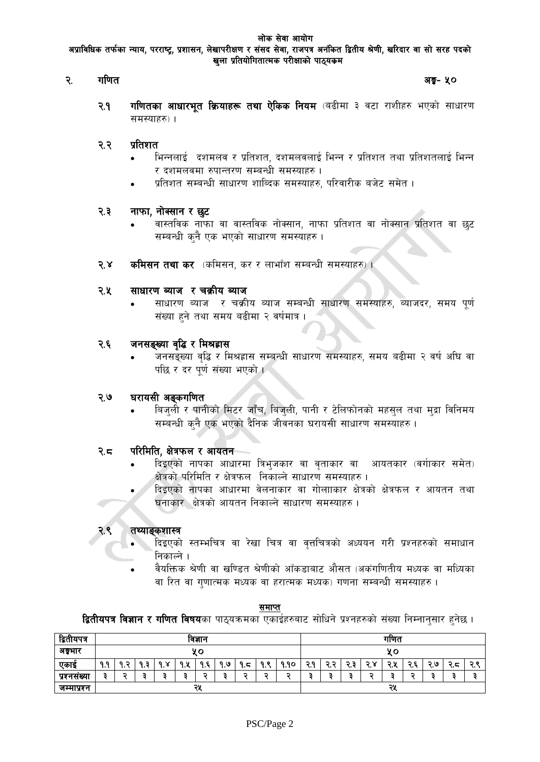लोक सेवा आयोग

अप्राविधिक तर्फका न्याय, परराष्ट्र, प्रशासन, लेखापरीक्षण र संसद सेवा, राजपत्र अनंकित द्वितीय श्रेणी, खरिदार वा सो सरह पदको खुला प्रतियोगितात्मक परीक्षाको पाठ्यक्रम

## २. गणित  अङ्क- ५०

**२.१ गणितका आधारभूत क्रियाहरू तथा ऐकिक नियम** (बढीमा ३ वटा राशीहरु भएको साधारण समस्याहरु)।

**२.२ प्रतिशत**

- भिन्नलाई दशमलव र प्रतिशत, दशमलवलाई भिन्न र प्रतिशत तथा प्रतिशतलाई भिन्न र दशमलवमा रुपान्तरण सम्बन्धी समस्याहरु।
- प्रतिशत सम्बन्धी साधारण शाब्दिक समस्याहरु, परिवारीक बजेट समेत।

**२.३ नाफा, नोक्सान र छुट**

- वास्तविक नाफा वा वास्तविक नोक्सान, नाफा प्रतिशत वा नोक्सान प्रतिशत वा छुट सम्बन्धी कुनै एक भएको साधारण समस्याहरु।

**२.४ कमिसन तथा कर** (कमिसन, कर र लाभाँश सम्बन्धी समस्याहरु)।

**२.५ साधारण ब्याज र चक्रीय ब्याज**

- साधारण ब्याज र चक्रीय ब्याज सम्बन्धी साधारण समस्याहरु, ब्याजदर, समय पूर्ण संख्या हुने तथा समय बढीमा २ वर्षमात्र।

**२.६ जनसङ्ख्या वृद्धि र मिश्रह्रास**

- जनसङ्ख्या वृद्धि र मिश्रह्रास सम्बन्धी साधारण समस्याहरु, समय बढीमा २ वर्ष अघि वा पछि र दर पूर्ण संख्या भएको।

**२.७ घरायसी अङ्कगणित**

- बिजुली र पानीको मिटर जाँच, बिजुली, पानी र टेलिफोनको महसुल तथा मुद्रा विनिमय सम्बन्धी कुनै एक भएको दैनिक जीवनका घरायसी साधारण समस्याहरु।

**२.८ परिमिति, क्षेत्रफल र आयतन**

- दिइएको नापका आधारमा त्रिभुजकार वा वृताकार वा आयतकार (वर्गाकार समेत) क्षेत्रको परिमिति र क्षेत्रफल निकाल्ने साधारण समस्याहरु।
- दिइएको नापका आधारमा बेलनाकार वा गोलाकार क्षेत्रको क्षेत्रफल र आयतन तथा घनाकार क्षेत्रको आयतन निकाल्ने साधारण समस्याहरु।

**२.९ तथ्याङ्कशास्त्र**

- दिइएको स्तम्भचित्र वा रेखा चित्र वा वृत्तचित्रको अध्ययन गरी प्रश्नहरुको समाधान निकाल्ने।
- वैयक्तिक श्रेणी वा खण्डित श्रेणीको आँकडाबाट औसत (अकंगणितीय मध्यक वा मध्यिका वा रित वा गुणात्मक मध्यक वा हरात्मक मध्यक) गणना सम्बन्धी समस्याहरु।

समाप्त

**द्वितीयपत्र विज्ञान र गणित विषय**का पाठ्यक्रमका एकाईहरुबाट सोधिने प्रश्नहरुको संख्या निम्नानुसार हुनेछ।

| द्वितीयपत्र | विज्ञान | | | | | | | | | | गणित | | | | | | | | |
|---|---|---|---|---|---|---|---|---|---|---|---|---|---|---|---|---|---|---|---|
| अङ्कभार | ५० | | | | | | | | | | ५० | | | | | | | | |
| एकाई | १.१ | १.२ | १.३ | १.४ | १.५ | १.६ | १.७ | १.८ | १.९ | १.१० | २.१ | २.२ | २.३ | २.४ | २.५ | २.६ | २.७ | २.८ | २.९ |
| प्रश्नसंख्या | ३ | २ | ३ | ३ | ३ | २ | ३ | २ | २ | २ | ३ | ३ | ३ | २ | ३ | २ | ३ | ३ | ३ |
| जम्माप्रश्न | २५ | | | | | | | | | | २५ | | | | | | | | |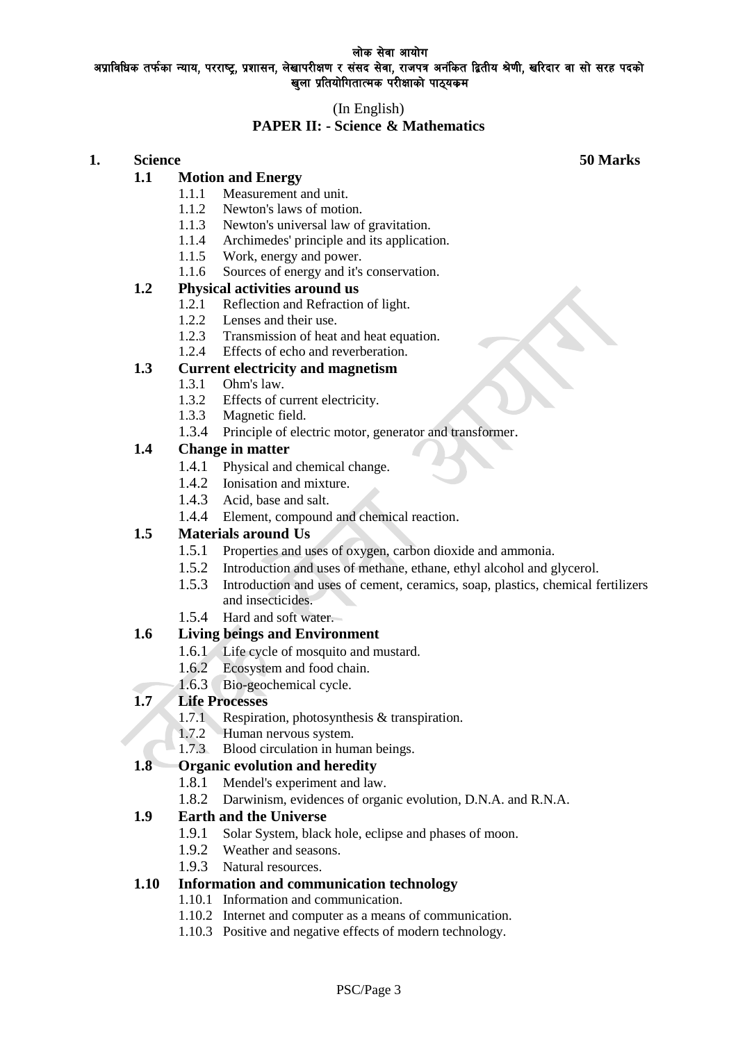लोक सेवा आयोग

अप्राविधिक तर्फका न्याय, परराष्ट्र, प्रशासन, लेखापरीक्षण र संसद सेवा, राजपत्र अनंकित द्वितीय श्रेणी, खरिदार वा सो सरह पदको खुला प्रतियोगितात्मक परीक्षाको पाठ्यक्रम

(In English)

## PAPER II: - Science & Mathematics

## 1. Science — 50 Marks

### 1.1 Motion and Energy
- 1.1.1 Measurement and unit.
- 1.1.2 Newton's laws of motion.
- 1.1.3 Newton's universal law of gravitation.
- 1.1.4 Archimedes' principle and its application.
- 1.1.5 Work, energy and power.
- 1.1.6 Sources of energy and it's conservation.

### 1.2 Physical activities around us
- 1.2.1 Reflection and Refraction of light.
- 1.2.2 Lenses and their use.
- 1.2.3 Transmission of heat and heat equation.
- 1.2.4 Effects of echo and reverberation.

### 1.3 Current electricity and magnetism
- 1.3.1 Ohm's law.
- 1.3.2 Effects of current electricity.
- 1.3.3 Magnetic field.
- 1.3.4 Principle of electric motor, generator and transformer.

### 1.4 Change in matter
- 1.4.1 Physical and chemical change.
- 1.4.2 Ionisation and mixture.
- 1.4.3 Acid, base and salt.
- 1.4.4 Element, compound and chemical reaction.

### 1.5 Materials around Us
- 1.5.1 Properties and uses of oxygen, carbon dioxide and ammonia.
- 1.5.2 Introduction and uses of methane, ethane, ethyl alcohol and glycerol.
- 1.5.3 Introduction and uses of cement, ceramics, soap, plastics, chemical fertilizers and insecticides.
- 1.5.4 Hard and soft water.

### 1.6 Living beings and Environment
- 1.6.1 Life cycle of mosquito and mustard.
- 1.6.2 Ecosystem and food chain.
- 1.6.3 Bio-geochemical cycle.

### 1.7 Life Processes
- 1.7.1 Respiration, photosynthesis & transpiration.
- 1.7.2 Human nervous system.
- 1.7.3 Blood circulation in human beings.

### 1.8 Organic evolution and heredity
- 1.8.1 Mendel's experiment and law.
- 1.8.2 Darwinism, evidences of organic evolution, D.N.A. and R.N.A.

### 1.9 Earth and the Universe
- 1.9.1 Solar System, black hole, eclipse and phases of moon.
- 1.9.2 Weather and seasons.
- 1.9.3 Natural resources.

### 1.10 Information and communication technology
- 1.10.1 Information and communication.
- 1.10.2 Internet and computer as a means of communication.
- 1.10.3 Positive and negative effects of modern technology.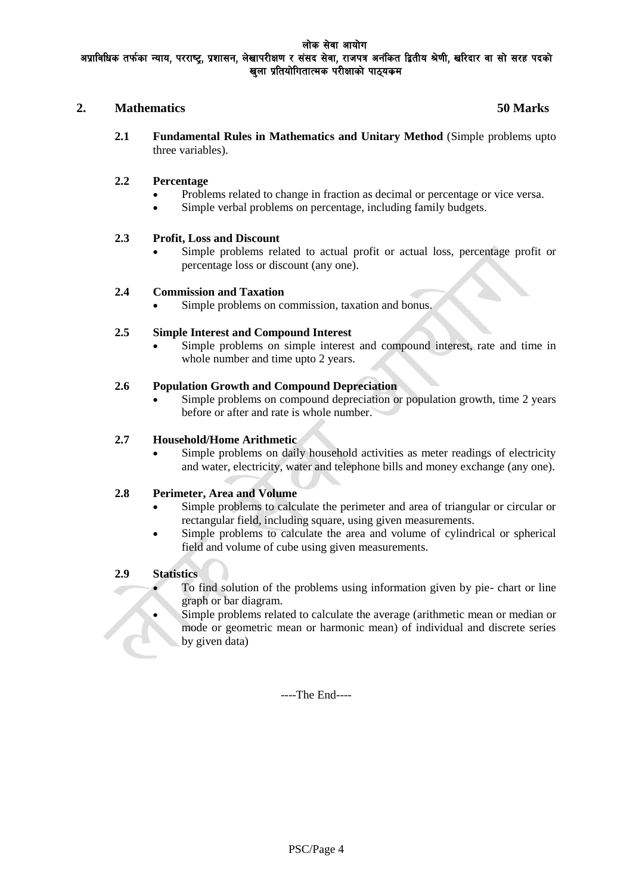## 2. Mathematics 50 Marks

**2.1 Fundamental Rules in Mathematics and Unitary Method** (Simple problems upto three variables).

**2.2 Percentage**

- Problems related to change in fraction as decimal or percentage or vice versa.
- Simple verbal problems on percentage, including family budgets.

**2.3 Profit, Loss and Discount**

- Simple problems related to actual profit or actual loss, percentage profit or percentage loss or discount (any one).

**2.4 Commission and Taxation**

- Simple problems on commission, taxation and bonus.

**2.5 Simple Interest and Compound Interest**

- Simple problems on simple interest and compound interest, rate and time in whole number and time upto 2 years.

**2.6 Population Growth and Compound Depreciation**

- Simple problems on compound depreciation or population growth, time 2 years before or after and rate is whole number.

**2.7 Household/Home Arithmetic**

- Simple problems on daily household activities as meter readings of electricity and water, electricity, water and telephone bills and money exchange (any one).

**2.8 Perimeter, Area and Volume**

- Simple problems to calculate the perimeter and area of triangular or circular or rectangular field, including square, using given measurements.
- Simple problems to calculate the area and volume of cylindrical or spherical field and volume of cube using given measurements.

**2.9 Statistics**

- To find solution of the problems using information given by pie- chart or line graph or bar diagram.
- Simple problems related to calculate the average (arithmetic mean or median or mode or geometric mean or harmonic mean) of individual and discrete series by given data)

----The End----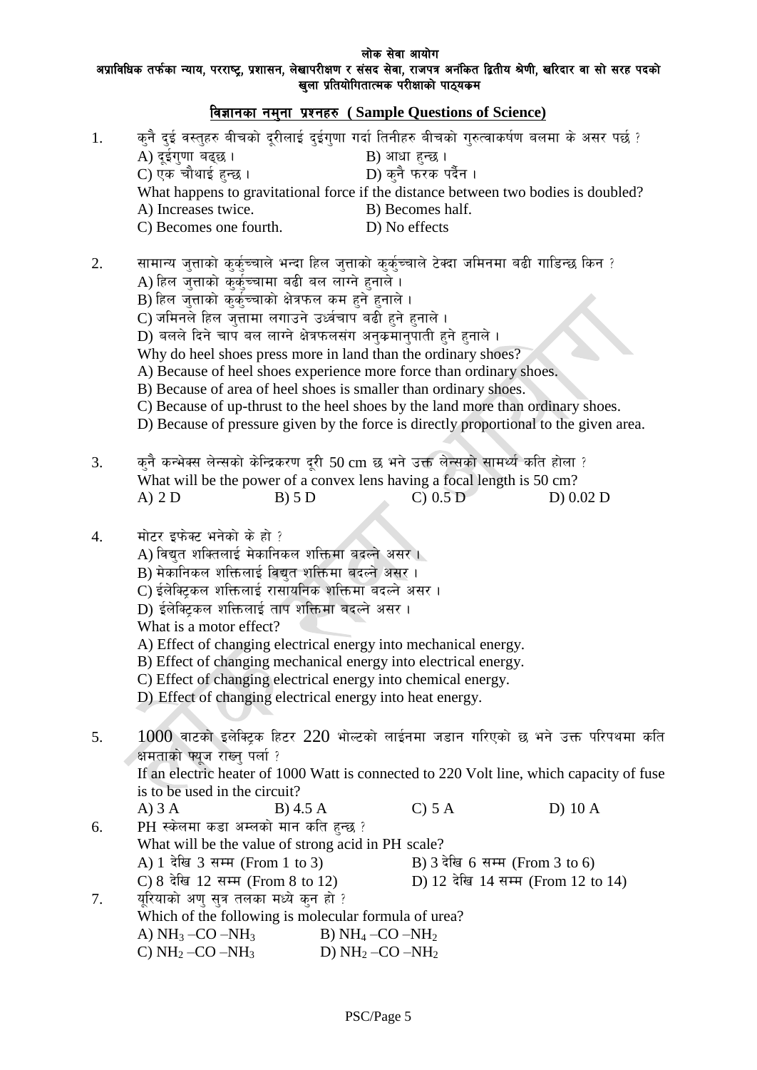लोक सेवा आयोग

अप्राविधिक तर्फका न्याय, परराष्ट्र, प्रशासन, लेखापरीक्षण र संसद सेवा, राजपत्र अनंकित द्वितीय श्रेणी, खरिदार वा सो सरह पदको खुला प्रतियोगितात्मक परीक्षाको पाठ्यक्रम

## विज्ञानका नमुना प्रश्नहरु ( Sample Questions of Science)

1. कुनै दुई वस्तुहरु बीचको दूरीलाई दुईगुणा गर्दा तिनीहरु बीचको गुरुत्वाकर्षण बलमा के असर पर्छ ?
   A) दूईगुणा बढ्छ । B) आधा हुन्छ ।
   C) एक चौथाई हुन्छ । D) कुनै फरक पर्दैन ।
   What happens to gravitational force if the distance between two bodies is doubled?
   A) Increases twice. B) Becomes half.
   C) Becomes one fourth. D) No effects

2. सामान्य जुत्ताको कुर्कुच्चाले भन्दा हिल जुत्ताको कुर्कुच्चाले टेक्दा जमिनमा बढी गाडिन्छ किन ?
   A) हिल जुत्ताको कुर्कुच्चामा बढी बल लाग्ने हुनाले ।
   B) हिल जुत्ताको कुर्कुच्चाको क्षेत्रफल कम हुने हुनाले ।
   C) जमिनले हिल जुत्तामा लगाउने उर्ध्वचाप बढी हुने हुनाले ।
   D) बलले दिने चाप बल लाग्ने क्षेत्रफलसंग अनुक्रमानुपाती हुने हुनाले ।
   Why do heel shoes press more in land than the ordinary shoes?
   A) Because of heel shoes experience more force than ordinary shoes.
   B) Because of area of heel shoes is smaller than ordinary shoes.
   C) Because of up-thrust to the heel shoes by the land more than ordinary shoes.
   D) Because of pressure given by the force is directly proportional to the given area.

3. कुनै कन्भेक्स लेन्सको केन्द्रिकरण दूरी 50 cm छ भने उक्त लेन्सको सामर्थ्य कति होला ?
   What will be the power of a convex lens having a focal length is 50 cm?
   A) 2 D B) 5 D C) 0.5 D D) 0.02 D

4. मोटर इफेक्ट भनेको के हो ?
   A) विद्युत शक्तिलाई मेकानिकल शक्तिमा बदल्ने असर ।
   B) मेकानिकल शक्तिलाई विद्युत शक्तिमा बदल्ने असर ।
   C) ईलेक्ट्रिकल शक्तिलाई रासायनिक शक्तिमा बदल्ने असर ।
   D) ईलेक्ट्रिकल शक्तिलाई ताप शक्तिमा बदल्ने असर ।
   What is a motor effect?
   A) Effect of changing electrical energy into mechanical energy.
   B) Effect of changing mechanical energy into electrical energy.
   C) Effect of changing electrical energy into chemical energy.
   D) Effect of changing electrical energy into heat energy.

5. 1000 वाटको इलेक्ट्रिक हिटर 220 भोल्टको लाईनमा जडान गरिएको छ भने उक्त परिपथमा कति क्षमताको फ्यूज राख्नु पर्ला ?
   If an electric heater of 1000 Watt is connected to 220 Volt line, which capacity of fuse is to be used in the circuit?
   A) 3 A B) 4.5 A C) 5 A D) 10 A

6. PH स्केलमा कडा अम्लको मान कति हुन्छ ?
   What will be the value of strong acid in PH scale?
   A) 1 देखि 3 सम्म (From 1 to 3) B) 3 देखि 6 सम्म (From 3 to 6)
   C) 8 देखि 12 सम्म (From 8 to 12) D) 12 देखि 14 सम्म (From 12 to 14)

7. यूरियाको अणु सुत्र तलका मध्ये कुन हो ?
   Which of the following is molecular formula of urea?
   A) $NH_3$ –CO –$NH_3$ B) $NH_4$ –CO –$NH_2$
   C) $NH_2$ –CO –$NH_3$ D) $NH_2$ –CO –$NH_2$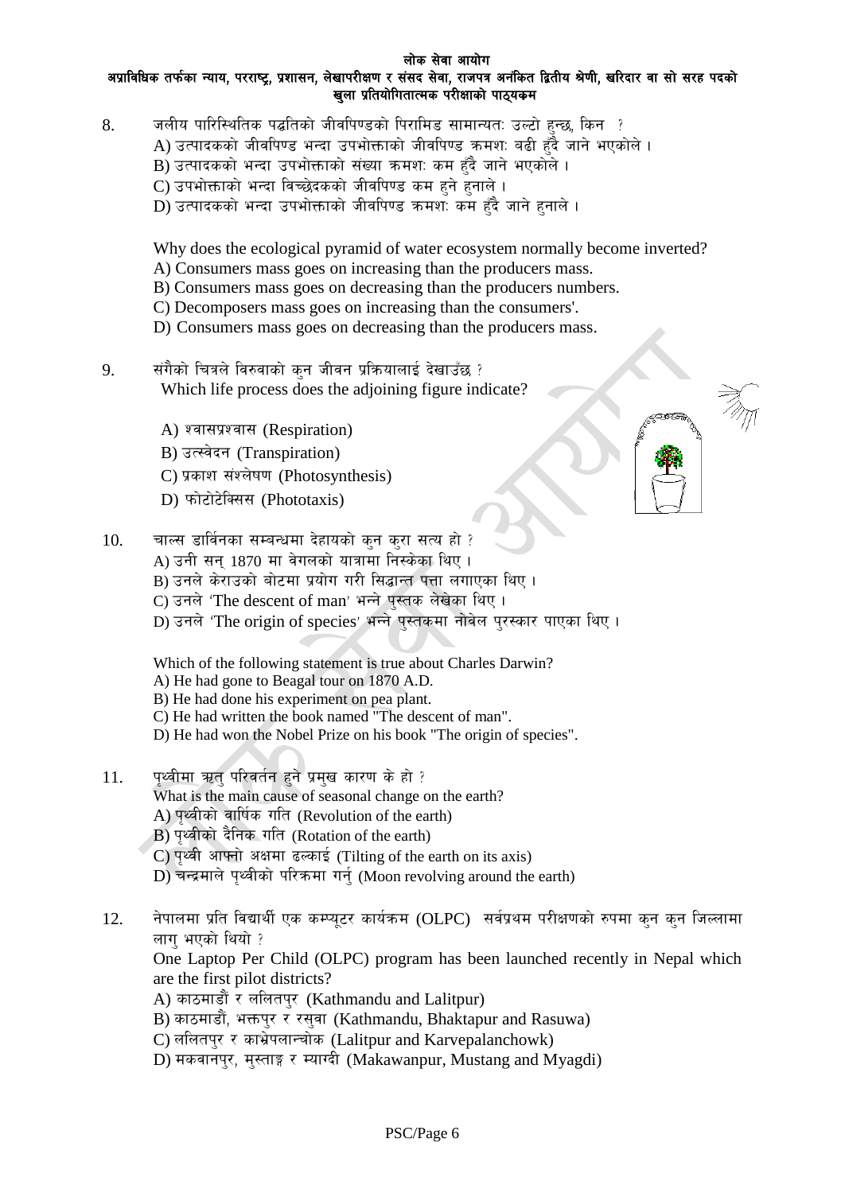8. जलीय पारिस्थितिक पद्धतिको जीवपिण्डको पिरामिड सामान्यतः उल्टो हुन्छ, किन ?
   A) उत्पादकको जीवपिण्ड भन्दा उपभोक्ताको जीवपिण्ड क्रमशः बढी हुँदै जाने भएकोले ।
   B) उत्पादकको भन्दा उपभोक्ताको संख्या क्रमशः कम हुँदै जाने भएकोले ।
   C) उपभोक्ताको भन्दा विच्छेदकको जीवपिण्ड कम हुने हुनाले ।
   D) उत्पादकको भन्दा उपभोक्ताको जीवपिण्ड क्रमशः कम हुँदै जाने हुनाले ।

   Why does the ecological pyramid of water ecosystem normally become inverted?
   A) Consumers mass goes on increasing than the producers mass.
   B) Consumers mass goes on decreasing than the producers numbers.
   C) Decomposers mass goes on increasing than the consumers'.
   D) Consumers mass goes on decreasing than the producers mass.

9. संगैको चित्रले विरुवाको कुन जीवन प्रक्रियालाई देखाउँछ ?
   Which life process does the adjoining figure indicate?

   A) श्वासप्रश्वास (Respiration)
   B) उत्स्वेदन (Transpiration)
   C) प्रकाश संश्लेषण (Photosynthesis)
   D) फोटोटेक्सिस (Phototaxis)

10. चार्ल्स डार्विनका सम्बन्धमा देहायको कुन कुरा सत्य हो ?
    A) उनी सन् 1870 मा वेगलको यात्रामा निस्केका थिए ।
    B) उनले केराउको बोटमा प्रयोग गरी सिद्धान्त पत्ता लगाएका थिए ।
    C) उनले 'The descent of man' भन्ने पुस्तक लेखेका थिए ।
    D) उनले 'The origin of species' भन्ने पुस्तकमा नोवेल पुरस्कार पाएका थिए ।

    Which of the following statement is true about Charles Darwin?
    A) He had gone to Beagal tour on 1870 A.D.
    B) He had done his experiment on pea plant.
    C) He had written the book named "The descent of man".
    D) He had won the Nobel Prize on his book "The origin of species".

11. पृथ्वीमा ऋतु परिवर्तन हुने प्रमुख कारण के हो ?
    What is the main cause of seasonal change on the earth?
    A) पृथ्वीको वार्षिक गति (Revolution of the earth)
    B) पृथ्वीको दैनिक गति (Rotation of the earth)
    C) पृथ्वी आफ्नो अक्षमा ढल्काई (Tilting of the earth on its axis)
    D) चन्द्रमाले पृथ्वीको परिक्रमा गर्नु (Moon revolving around the earth)

12. नेपालमा प्रति विद्यार्थी एक कम्प्यूटर कार्यक्रम (OLPC) सर्वप्रथम परीक्षणको रुपमा कुन कुन जिल्लामा लागु भएको थियो ?
    One Laptop Per Child (OLPC) program has been launched recently in Nepal which are the first pilot districts?
    A) काठमाडौं र ललितपुर (Kathmandu and Lalitpur)
    B) काठमाडौं, भक्तपुर र रसुवा (Kathmandu, Bhaktapur and Rasuwa)
    C) ललितपुर र काभ्रेपलान्चोक (Lalitpur and Karvepalanchowk)
    D) मकवानपुर, मुस्ताङ्ग र म्याग्दी (Makawanpur, Mustang and Myagdi)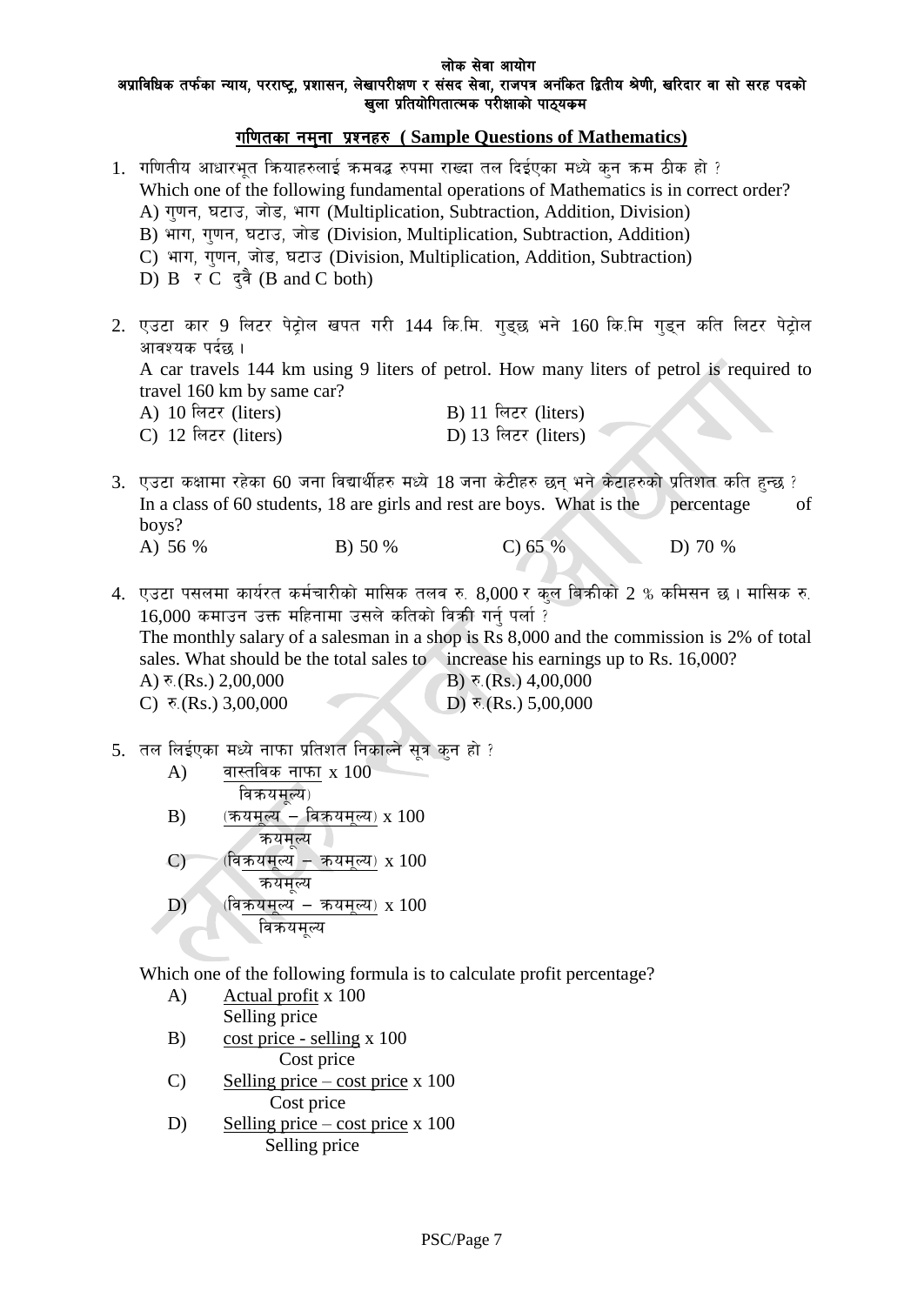**लोक सेवा आयोग**

**अप्राविधिक तर्फका न्याय, परराष्ट्र, प्रशासन, लेखापरीक्षण र संसद सेवा, राजपत्र अनंकित द्वितीय श्रेणी, खरिदार वा सो सरह पदको खुला प्रतियोगितात्मक परीक्षाको पाठ्यक्रम**

## गणितका नमुना प्रश्नहरु ( Sample Questions of Mathematics)

1. गणितीय आधारभूत क्रियाहरुलाई क्रमवद्ध रुपमा राख्दा तल दिईएका मध्ये कुन क्रम ठीक हो ?
   Which one of the following fundamental operations of Mathematics is in correct order?
   A) गुणन, घटाउ, जोड, भाग (Multiplication, Subtraction, Addition, Division)
   B) भाग, गुणन, घटाउ, जोड (Division, Multiplication, Subtraction, Addition)
   C) भाग, गुणन, जोड, घटाउ (Division, Multiplication, Addition, Subtraction)
   D) B र C दुवै (B and C both)

2. एउटा कार 9 लिटर पेट्रोल खपत गरी 144 कि.मि. गुड्छ भने 160 कि.मि गुड्न कति लिटर पेट्रोल आवश्यक पर्दछ ।
   A car travels 144 km using 9 liters of petrol. How many liters of petrol is required to travel 160 km by same car?
   A) 10 लिटर (liters) B) 11 लिटर (liters)
   C) 12 लिटर (liters) D) 13 लिटर (liters)

3. एउटा कक्षामा रहेका 60 जना विद्यार्थीहरु मध्ये 18 जना केटीहरु छन् भने केटाहरुको प्रतिशत कति हुन्छ ?
   In a class of 60 students, 18 are girls and rest are boys. What is the percentage of boys?
   A) 56 % B) 50 % C) 65 % D) 70 %

4. एउटा पसलमा कार्यरत कर्मचारीको मासिक तलव रु. 8,000 र कुल बिक्रीको 2 % कमिसन छ । मासिक रु. 16,000 कमाउन उक्त महिनामा उसले कतिको विक्री गर्नु पर्ला ?
   The monthly salary of a salesman in a shop is Rs 8,000 and the commission is 2% of total sales. What should be the total sales to increase his earnings up to Rs. 16,000?
   A) रु.(Rs.) 2,00,000 B) रु.(Rs.) 4,00,000
   C) रु.(Rs.) 3,00,000 D) रु.(Rs.) 5,00,000

5. तल लिईएका मध्ये नाफा प्रतिशत निकाल्ने सूत्र कुन हो ?
   A) $\frac{\text{वास्तविक नाफा}}{\text{विक्रयमूल्य}} \times 100$
   B) $\frac{(\text{क्रयमूल्य} - \text{विक्रयमूल्य})}{\text{क्रयमूल्य}} \times 100$
   C) $\frac{(\text{विक्रयमूल्य} - \text{क्रयमूल्य})}{\text{क्रयमूल्य}} \times 100$
   D) $\frac{(\text{विक्रयमूल्य} - \text{क्रयमूल्य})}{\text{विक्रयमूल्य}} \times 100$

   Which one of the following formula is to calculate profit percentage?
   A) $\frac{\text{Actual profit}}{\text{Selling price}} \times 100$
   B) $\frac{\text{cost price - selling}}{\text{Cost price}} \times 100$
   C) $\frac{\text{Selling price – cost price}}{\text{Cost price}} \times 100$
   D) $\frac{\text{Selling price – cost price}}{\text{Selling price}} \times 100$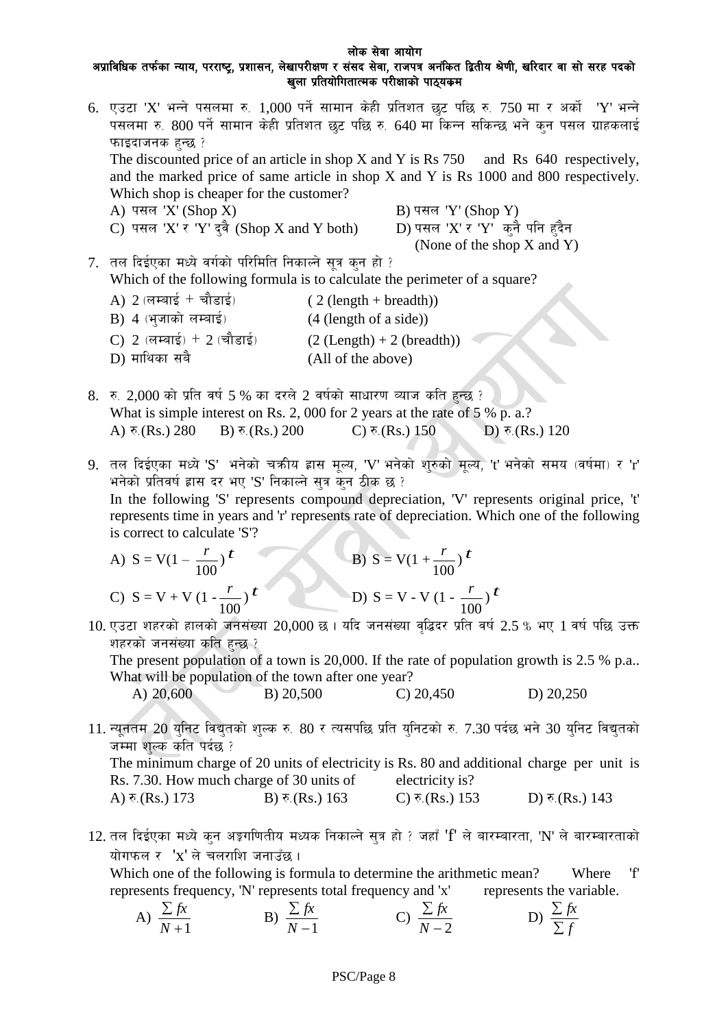6. एउटा 'X' भन्ने पसलमा रु. 1,000 पर्ने सामान केही प्रतिशत छुट पछि रु. 750 मा र अर्को 'Y' भन्ने पसलमा रु. 800 पर्ने सामान केही प्रतिशत छुट पछि रु. 640 मा किन्न सकिन्छ भने कुन पसल ग्राहकलाई फाइदाजनक हुन्छ ?

The discounted price of an article in shop X and Y is Rs 750 and Rs 640 respectively, and the marked price of same article in shop X and Y is Rs 1000 and 800 respectively. Which shop is cheaper for the customer?

A) पसल 'X' (Shop X)
B) पसल 'Y' (Shop Y)
C) पसल 'X' र 'Y' दुवै (Shop X and Y both)
D) पसल 'X' र 'Y' कुनै पनि हुदैन (None of the shop X and Y)

7. तल दिईएका मध्ये वर्गको परिमिति निकाल्ने सूत्र कुन हो ?

Which of the following formula is to calculate the perimeter of a square?

A) 2 (लम्बाई + चौडाई) (2 (length + breadth))
B) 4 (भुजाको लम्बाई) (4 (length of a side))
C) 2 (लम्बाई) + 2 (चौडाई) (2 (Length) + 2 (breadth))
D) माथिका सबै (All of the above)

8. रु. 2,000 को प्रति वर्ष 5 % का दरले 2 वर्षको साधारण ब्याज कति हुन्छ ?

What is simple interest on Rs. 2, 000 for 2 years at the rate of 5 % p. a.?

A) रु.(Rs.) 280 B) रु.(Rs.) 200 C) रु.(Rs.) 150 D) रु.(Rs.) 120

9. तल दिईएका मध्ये 'S' भनेको चक्रीय ह्रास मूल्य, 'V' भनेको शुरुको मूल्य, 't' भनेको समय (वर्षमा) र 'r' भनेको प्रतिवर्ष ह्रास दर भए 'S' निकाल्ने सुत्र कुन ठीक छ ?

In the following 'S' represents compound depreciation, 'V' represents original price, 't' represents time in years and 'r' represents rate of depreciation. Which one of the following is correct to calculate 'S'?

A) $S = V(1 - \frac{r}{100})^t$
B) $S = V(1 + \frac{r}{100})^t$
C) $S = V + V(1 - \frac{r}{100})^t$
D) $S = V - V(1 - \frac{r}{100})^t$

10. एउटा शहरको हालको जनसंख्या 20,000 छ । यदि जनसंख्या वृद्धिदर प्रति वर्ष 2.5 % भए 1 वर्ष पछि उक्त शहरको जनसंख्या कति हुन्छ ?

The present population of a town is 20,000. If the rate of population growth is 2.5 % p.a.. What will be population of the town after one year?

A) 20,600 B) 20,500 C) 20,450 D) 20,250

11. न्यूनतम 20 युनिट विद्युतको शुल्क रु. 80 र त्यसपछि प्रति युनिटको रु. 7.30 पर्दछ भने 30 युनिट विद्युतको जम्मा शुल्क कति पर्दछ ?

The minimum charge of 20 units of electricity is Rs. 80 and additional charge per unit is Rs. 7.30. How much charge of 30 units of electricity is?

A) रु.(Rs.) 173 B) रु.(Rs.) 163 C) रु.(Rs.) 153 D) रु.(Rs.) 143

12. तल दिईएका मध्ये कुन अङ्कगणितीय मध्यक निकाल्ने सुत्र हो ? जहाँ 'f' ले बारम्बारता, 'N' ले बारम्बारताको योगफल र 'x' ले चलराशि जनाउँछ ।

Which one of the following is formula to determine the arithmetic mean? Where 'f' represents frequency, 'N' represents total frequency and 'x' represents the variable.

A) $\frac{\sum fx}{N+1}$ B) $\frac{\sum fx}{N-1}$ C) $\frac{\sum fx}{N-2}$ D) $\frac{\sum fx}{\sum f}$